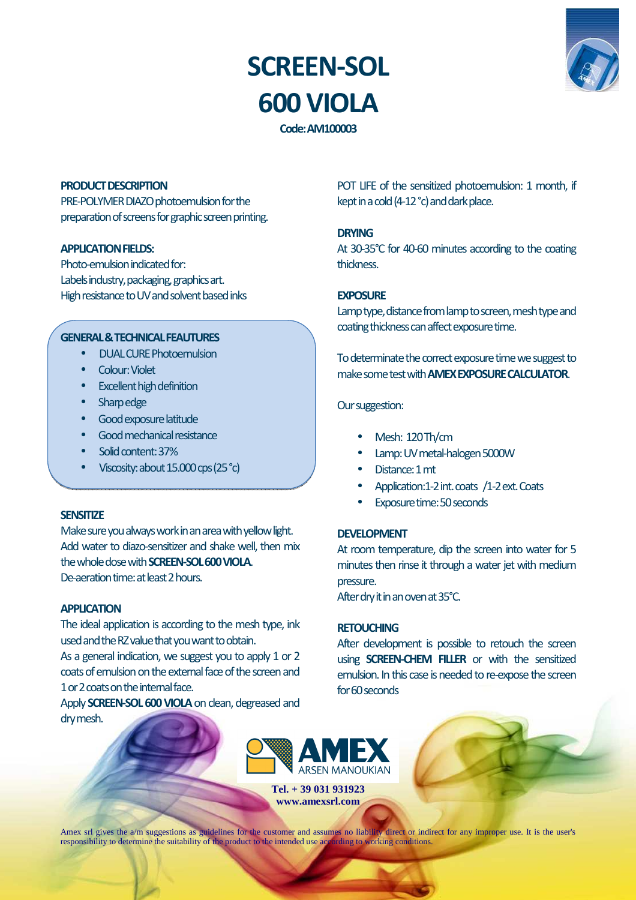# SCREEN-SOL
# 600 VIOLA

**Code: AM100003**

### PRODUCT DESCRIPTION

PRE-POLYMER DIAZO photoemulsion for the preparation of screens for graphic screen printing.

### APPLICATION FIELDS:

Photo-emulsion indicated for:
Labels industry, packaging, graphics art.
High resistance to UV and solvent based inks

### GENERAL & TECHNICAL FEAUTURES

- DUAL CURE Photoemulsion
- Colour: Violet
- Excellent high definition
- Sharp edge
- Good exposure latitude
- Good mechanical resistance
- Solid content: 37%
- Viscosity: about 15.000 cps (25 °c)

### SENSITIZE

Make sure you always work in an area with yellow light.
Add water to diazo-sensitizer and shake well, then mix the whole dose with **SCREEN-SOL 600 VIOLA**.
De-aeration time: at least 2 hours.

### APPLICATION

The ideal application is according to the mesh type, ink used and the RZ value that you want to obtain.
As a general indication, we suggest you to apply 1 or 2 coats of emulsion on the external face of the screen and 1 or 2 coats on the internal face.
Apply **SCREEN-SOL 600 VIOLA** on clean, degreased and dry mesh.

POT LIFE of the sensitized photoemulsion: 1 month, if kept in a cold (4-12 °c) and dark place.

### DRYING

At 30-35°C for 40-60 minutes according to the coating thickness.

### EXPOSURE

Lamp type, distance from lamp to screen, mesh type and coating thickness can affect exposure time.

To determinate the correct exposure time we suggest to make some test with **AMEX EXPOSURE CALCULATOR**.

Our suggestion:

- Mesh: 120 Th/cm
- Lamp: UV metal-halogen 5000W
- Distance: 1 mt
- Application:1-2 int. coats /1-2 ext. Coats
- Exposure time: 50 seconds

### DEVELOPMENT

At room temperature, dip the screen into water for 5 minutes then rinse it through a water jet with medium pressure.
After dry it in an oven at 35°C.

### RETOUCHING

After development is possible to retouch the screen using **SCREEN-CHEM FILLER** or with the sensitized emulsion. In this case is needed to re-expose the screen for 60 seconds

AMEX ARSEN MANOUKIAN

**Tel. + 39 031 931923**
**www.amexsrl.com**

Amex srl gives the a/m suggestions as guidelines for the customer and assumes no liability direct or indirect for any improper use. It is the user's responsibility to determine the suitability of the product to the intended use according to working conditions.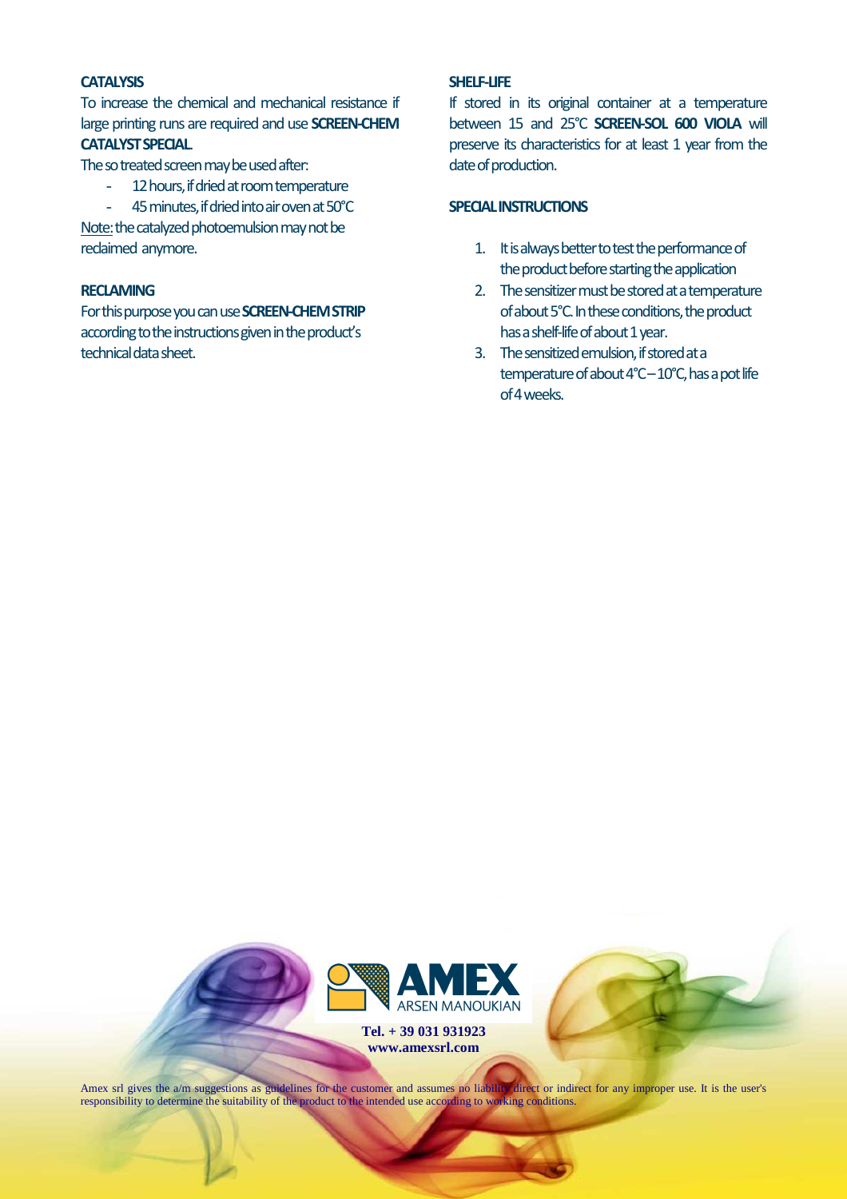## CATALYSIS

To increase the chemical and mechanical resistance if large printing runs are required and use **SCREEN-CHEM CATALYST SPECIAL**.

The so treated screen may be used after:

- 12 hours, if dried at room temperature
- 45 minutes, if dried into air oven at 50°C

Note: the catalyzed photoemulsion may not be reclaimed anymore.

## RECLAMING

For this purpose you can use **SCREEN-CHEM STRIP** according to the instructions given in the product's technical data sheet.

## SHELF-LIFE

If stored in its original container at a temperature between 15 and 25°C **SCREEN-SOL 600 VIOLA** will preserve its characteristics for at least 1 year from the date of production.

## SPECIAL INSTRUCTIONS

1. It is always better to test the performance of the product before starting the application
2. The sensitizer must be stored at a temperature of about 5°C. In these conditions, the product has a shelf-life of about 1 year.
3. The sensitized emulsion, if stored at a temperature of about 4°C – 10°C, has a pot life of 4 weeks.

AMEX ARSEN MANOUKIAN

**Tel. + 39 031 931923**
**www.amexsrl.com**

Amex srl gives the a/m suggestions as guidelines for the customer and assumes no liability direct or indirect for any improper use. It is the user's responsibility to determine the suitability of the product to the intended use according to working conditions.